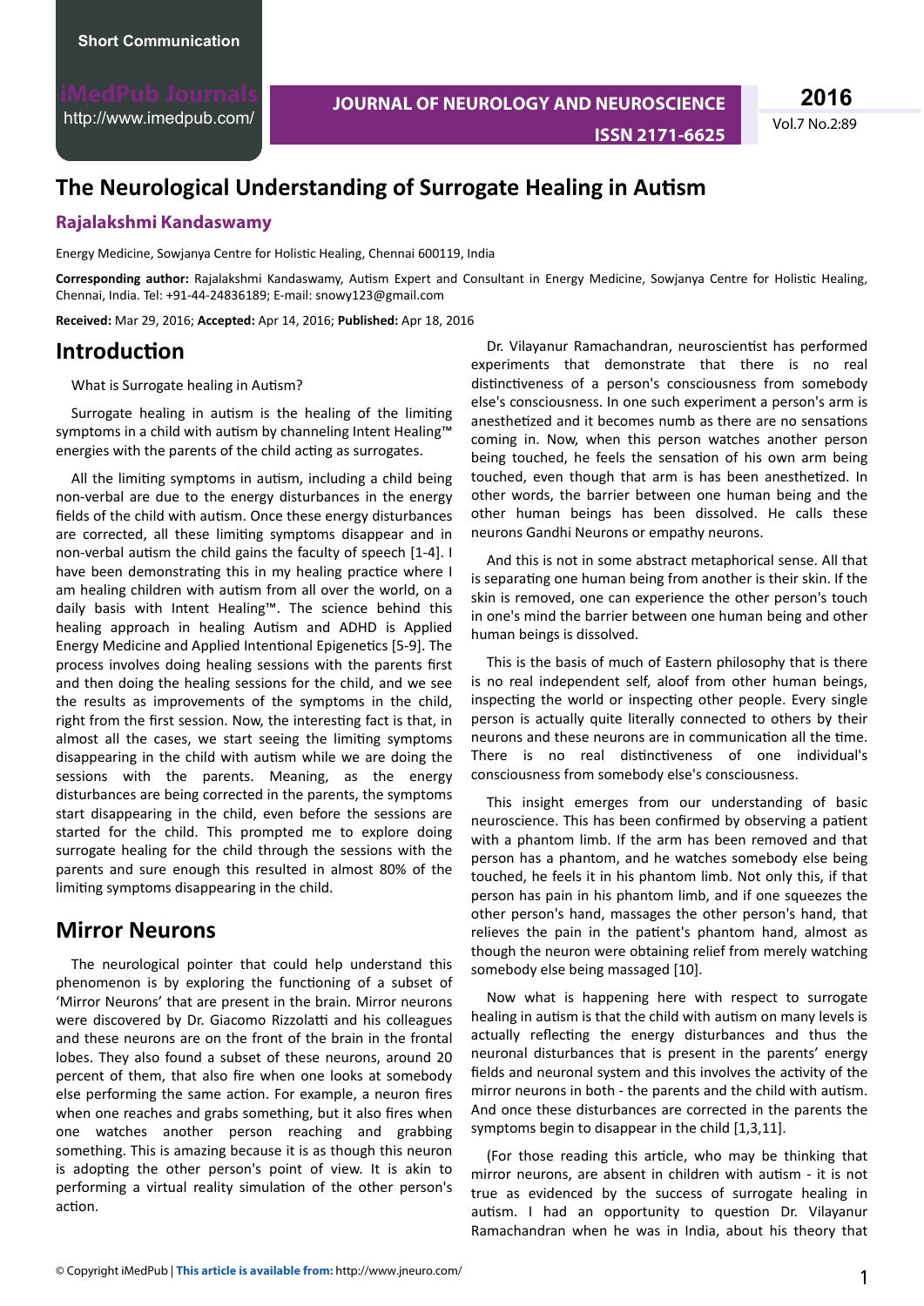Short Communication

# The Neurological Understanding of Surrogate Healing in Autism

**Rajalakshmi Kandaswamy**

Energy Medicine, Sowjanya Centre for Holistic Healing, Chennai 600119, India

**Corresponding author:** Rajalakshmi Kandaswamy, Autism Expert and Consultant in Energy Medicine, Sowjanya Centre for Holistic Healing, Chennai, India. Tel: +91-44-24836189; E-mail: snowy123@gmail.com

**Received:** Mar 29, 2016; **Accepted:** Apr 14, 2016; **Published:** Apr 18, 2016

## Introduction

What is Surrogate healing in Autism?

Surrogate healing in autism is the healing of the limiting symptoms in a child with autism by channeling Intent Healing™ energies with the parents of the child acting as surrogates.

All the limiting symptoms in autism, including a child being non-verbal are due to the energy disturbances in the energy fields of the child with autism. Once these energy disturbances are corrected, all these limiting symptoms disappear and in non-verbal autism the child gains the faculty of speech [1-4]. I have been demonstrating this in my healing practice where I am healing children with autism from all over the world, on a daily basis with Intent Healing™. The science behind this healing approach in healing Autism and ADHD is Applied Energy Medicine and Applied Intentional Epigenetics [5-9]. The process involves doing healing sessions with the parents first and then doing the healing sessions for the child, and we see the results as improvements of the symptoms in the child, right from the first session. Now, the interesting fact is that, in almost all the cases, we start seeing the limiting symptoms disappearing in the child with autism while we are doing the sessions with the parents. Meaning, as the energy disturbances are being corrected in the parents, the symptoms start disappearing in the child, even before the sessions are started for the child. This prompted me to explore doing surrogate healing for the child through the sessions with the parents and sure enough this resulted in almost 80% of the limiting symptoms disappearing in the child.

## Mirror Neurons

The neurological pointer that could help understand this phenomenon is by exploring the functioning of a subset of 'Mirror Neurons' that are present in the brain. Mirror neurons were discovered by Dr. Giacomo Rizzolatti and his colleagues and these neurons are on the front of the brain in the frontal lobes. They also found a subset of these neurons, around 20 percent of them, that also fire when one looks at somebody else performing the same action. For example, a neuron fires when one reaches and grabs something, but it also fires when one watches another person reaching and grabbing something. This is amazing because it is as though this neuron is adopting the other person's point of view. It is akin to performing a virtual reality simulation of the other person's action.

Dr. Vilayanur Ramachandran, neuroscientist has performed experiments that demonstrate that there is no real distinctiveness of a person's consciousness from somebody else's consciousness. In one such experiment a person's arm is anesthetized and it becomes numb as there are no sensations coming in. Now, when this person watches another person being touched, he feels the sensation of his own arm being touched, even though that arm is has been anesthetized. In other words, the barrier between one human being and the other human beings has been dissolved. He calls these neurons Gandhi Neurons or empathy neurons.

And this is not in some abstract metaphorical sense. All that is separating one human being from another is their skin. If the skin is removed, one can experience the other person's touch in one's mind the barrier between one human being and other human beings is dissolved.

This is the basis of much of Eastern philosophy that is there is no real independent self, aloof from other human beings, inspecting the world or inspecting other people. Every single person is actually quite literally connected to others by their neurons and these neurons are in communication all the time. There is no real distinctiveness of one individual's consciousness from somebody else's consciousness.

This insight emerges from our understanding of basic neuroscience. This has been confirmed by observing a patient with a phantom limb. If the arm has been removed and that person has a phantom, and he watches somebody else being touched, he feels it in his phantom limb. Not only this, if that person has pain in his phantom limb, and if one squeezes the other person's hand, massages the other person's hand, that relieves the pain in the patient's phantom hand, almost as though the neuron were obtaining relief from merely watching somebody else being massaged [10].

Now what is happening here with respect to surrogate healing in autism is that the child with autism on many levels is actually reflecting the energy disturbances and thus the neuronal disturbances that is present in the parents' energy fields and neuronal system and this involves the activity of the mirror neurons in both - the parents and the child with autism. And once these disturbances are corrected in the parents the symptoms begin to disappear in the child [1,3,11].

(For those reading this article, who may be thinking that mirror neurons, are absent in children with autism - it is not true as evidenced by the success of surrogate healing in autism. I had an opportunity to question Dr. Vilayanur Ramachandran when he was in India, about his theory that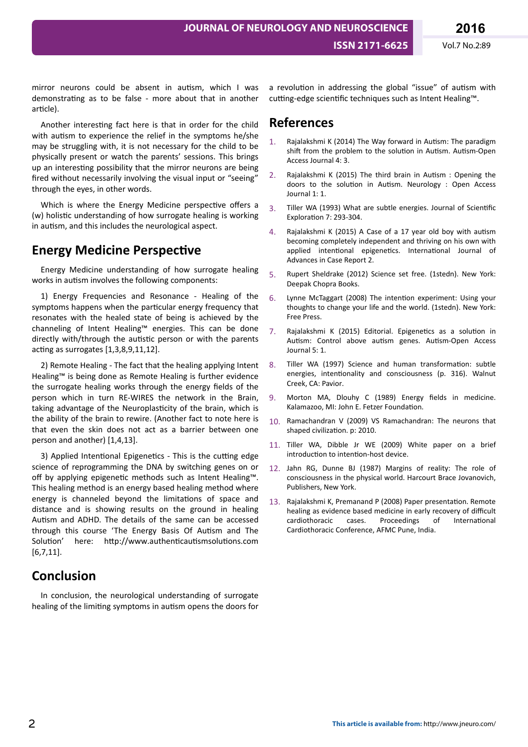mirror neurons could be absent in autism, which I was demonstrating as to be false - more about that in another article).

Another interesting fact here is that in order for the child with autism to experience the relief in the symptoms he/she may be struggling with, it is not necessary for the child to be physically present or watch the parents' sessions. This brings up an interesting possibility that the mirror neurons are being fired without necessarily involving the visual input or "seeing" through the eyes, in other words.

Which is where the Energy Medicine perspective offers a (w) holistic understanding of how surrogate healing is working in autism, and this includes the neurological aspect.

## Energy Medicine Perspective

Energy Medicine understanding of how surrogate healing works in autism involves the following components:

1) Energy Frequencies and Resonance - Healing of the symptoms happens when the particular energy frequency that resonates with the healed state of being is achieved by the channeling of Intent Healing™ energies. This can be done directly with/through the autistic person or with the parents acting as surrogates [1,3,8,9,11,12].

2) Remote Healing - The fact that the healing applying Intent Healing™ is being done as Remote Healing is further evidence the surrogate healing works through the energy fields of the person which in turn RE-WIRES the network in the Brain, taking advantage of the Neuroplasticity of the brain, which is the ability of the brain to rewire. (Another fact to note here is that even the skin does not act as a barrier between one person and another) [1,4,13].

3) Applied Intentional Epigenetics - This is the cutting edge science of reprogramming the DNA by switching genes on or off by applying epigenetic methods such as Intent Healing™. This healing method is an energy based healing method where energy is channeled beyond the limitations of space and distance and is showing results on the ground in healing Autism and ADHD. The details of the same can be accessed through this course 'The Energy Basis Of Autism and The Solution' here: http://www.authenticautismsolutions.com [6,7,11].

## Conclusion

In conclusion, the neurological understanding of surrogate healing of the limiting symptoms in autism opens the doors for a revolution in addressing the global "issue" of autism with cutting-edge scientific techniques such as Intent Healing™.

## References

1. Rajalakshmi K (2014) The Way forward in Autism: The paradigm shift from the problem to the solution in Autism. Autism-Open Access Journal 4: 3.
2. Rajalakshmi K (2015) The third brain in Autism : Opening the doors to the solution in Autism. Neurology : Open Access Journal 1: 1.
3. Tiller WA (1993) What are subtle energies. Journal of Scientific Exploration 7: 293-304.
4. Rajalakshmi K (2015) A Case of a 17 year old boy with autism becoming completely independent and thriving on his own with applied intentional epigenetics. International Journal of Advances in Case Report 2.
5. Rupert Sheldrake (2012) Science set free. (1stedn). New York: Deepak Chopra Books.
6. Lynne McTaggart (2008) The intention experiment: Using your thoughts to change your life and the world. (1stedn). New York: Free Press.
7. Rajalakshmi K (2015) Editorial. Epigenetics as a solution in Autism: Control above autism genes. Autism-Open Access Journal 5: 1.
8. Tiller WA (1997) Science and human transformation: subtle energies, intentionality and consciousness (p. 316). Walnut Creek, CA: Pavior.
9. Morton MA, Dlouhy C (1989) Energy fields in medicine. Kalamazoo, MI: John E. Fetzer Foundation.
10. Ramachandran V (2009) VS Ramachandran: The neurons that shaped civilization. p: 2010.
11. Tiller WA, Dibble Jr WE (2009) White paper on a brief introduction to intention-host device.
12. Jahn RG, Dunne BJ (1987) Margins of reality: The role of consciousness in the physical world. Harcourt Brace Jovanovich, Publishers, New York.
13. Rajalakshmi K, Premanand P (2008) Paper presentation. Remote healing as evidence based medicine in early recovery of difficult cardiothoracic cases. Proceedings of International Cardiothoracic Conference, AFMC Pune, India.